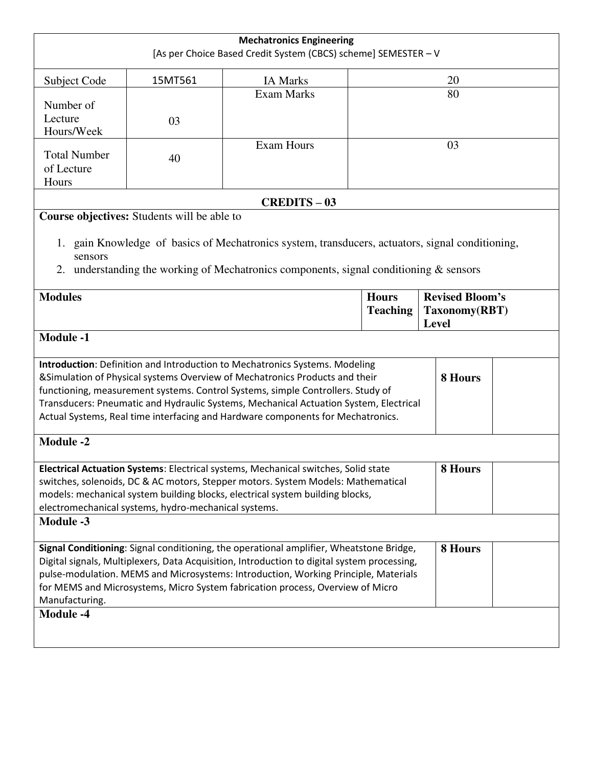**Mechatronics Engineering**

[As per Choice Based Credit System (CBCS) scheme] SEMESTER – V

| Subject Code | 15MT561 | IA Marks | 20 |
|---|---|---|---|
| Number of Lecture Hours/Week | 03 | Exam Marks | 80 |
| Total Number of Lecture Hours | 40 | Exam Hours | 03 |

**CREDITS – 03**

**Course objectives:** Students will be able to

1. gain Knowledge of basics of Mechatronics system, transducers, actuators, signal conditioning, sensors
2. understanding the working of Mechatronics components, signal conditioning & sensors

| Modules | Hours Teaching | Revised Bloom's Taxonomy(RBT) Level |
|---|---|---|
| **Module -1** | | |
| **Introduction**: Definition and Introduction to Mechatronics Systems. Modeling &Simulation of Physical systems Overview of Mechatronics Products and their functioning, measurement systems. Control Systems, simple Controllers. Study of Transducers: Pneumatic and Hydraulic Systems, Mechanical Actuation System, Electrical Actual Systems, Real time interfacing and Hardware components for Mechatronics. | **8 Hours** | |
| **Module -2** | | |
| **Electrical Actuation Systems**: Electrical systems, Mechanical switches, Solid state switches, solenoids, DC & AC motors, Stepper motors. System Models: Mathematical models: mechanical system building blocks, electrical system building blocks, electromechanical systems, hydro-mechanical systems. | **8 Hours** | |
| **Module -3** | | |
| **Signal Conditioning**: Signal conditioning, the operational amplifier, Wheatstone Bridge, Digital signals, Multiplexers, Data Acquisition, Introduction to digital system processing, pulse-modulation. MEMS and Microsystems: Introduction, Working Principle, Materials for MEMS and Microsystems, Micro System fabrication process, Overview of Micro Manufacturing. | **8 Hours** | |
| **Module -4** | | |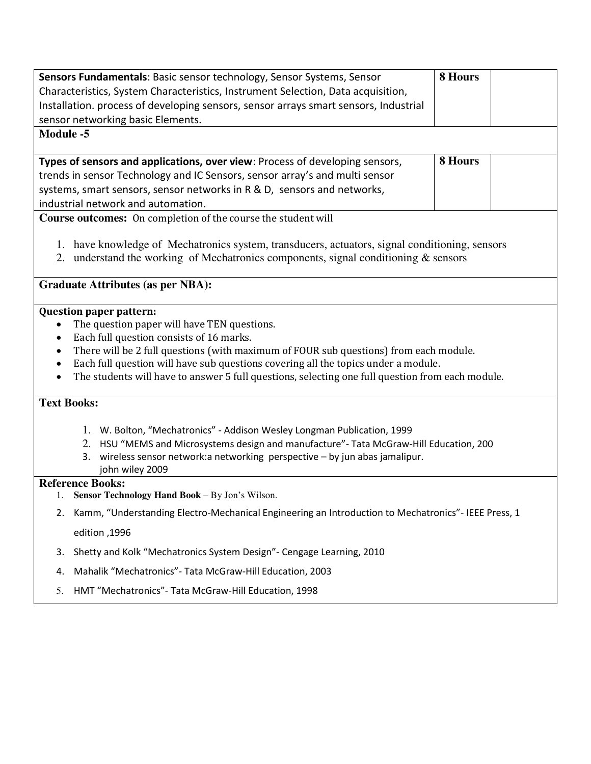| | | |
|---|---|---|
| **Sensors Fundamentals**: Basic sensor technology, Sensor Systems, Sensor Characteristics, System Characteristics, Instrument Selection, Data acquisition, Installation. process of developing sensors, sensor arrays smart sensors, Industrial sensor networking basic Elements. | **8 Hours** | |

**Module -5**

| | | |
|---|---|---|
| **Types of sensors and applications, over view**: Process of developing sensors, trends in sensor Technology and IC Sensors, sensor array's and multi sensor systems, smart sensors, sensor networks in R & D, sensors and networks, industrial network and automation. | **8 Hours** | |

**Course outcomes:** On completion of the course the student will

1. have knowledge of Mechatronics system, transducers, actuators, signal conditioning, sensors
2. understand the working of Mechatronics components, signal conditioning & sensors

**Graduate Attributes (as per NBA):**

**Question paper pattern:**

- The question paper will have TEN questions.
- Each full question consists of 16 marks.
- There will be 2 full questions (with maximum of FOUR sub questions) from each module.
- Each full question will have sub questions covering all the topics under a module.
- The students will have to answer 5 full questions, selecting one full question from each module.

**Text Books:**

1. W. Bolton, "Mechatronics" - Addison Wesley Longman Publication, 1999
2. HSU "MEMS and Microsystems design and manufacture"- Tata McGraw-Hill Education, 200
3. wireless sensor network:a networking perspective – by jun abas jamalipur. john wiley 2009

**Reference Books:**

1. **Sensor Technology Hand Book** – By Jon's Wilson.
2. Kamm, "Understanding Electro-Mechanical Engineering an Introduction to Mechatronics"- IEEE Press, 1 edition ,1996
3. Shetty and Kolk "Mechatronics System Design"- Cengage Learning, 2010
4. Mahalik "Mechatronics"- Tata McGraw-Hill Education, 2003
5. HMT "Mechatronics"- Tata McGraw-Hill Education, 1998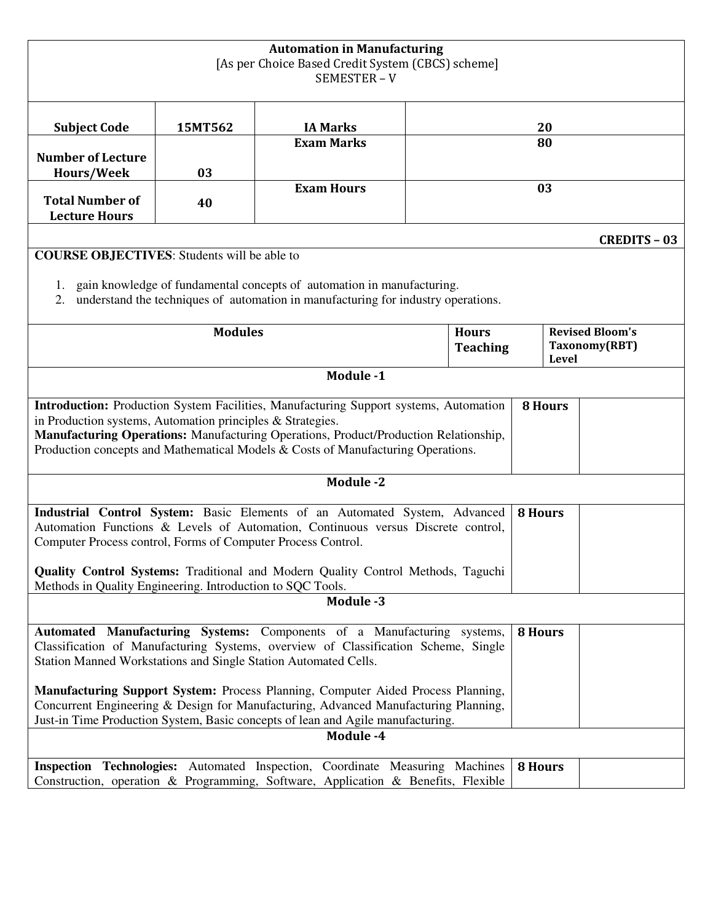**Automation in Manufacturing**
[As per Choice Based Credit System (CBCS) scheme]
SEMESTER – V

| **Subject Code** | **15MT562** | **IA Marks** | **20** |
|---|---|---|---|
| **Number of Lecture Hours/Week** | **03** | **Exam Marks** | **80** |
| **Total Number of Lecture Hours** | **40** | **Exam Hours** | **03** |

**CREDITS – 03**

**COURSE OBJECTIVES**: Students will be able to

1. gain knowledge of fundamental concepts of automation in manufacturing.
2. understand the techniques of automation in manufacturing for industry operations.

| **Modules** | **Hours Teaching** | **Revised Bloom's Taxonomy(RBT) Level** |
|---|---|---|
| **Module -1** | | |
| **Introduction:** Production System Facilities, Manufacturing Support systems, Automation in Production systems, Automation principles & Strategies. **Manufacturing Operations:** Manufacturing Operations, Product/Production Relationship, Production concepts and Mathematical Models & Costs of Manufacturing Operations. | **8 Hours** | |
| **Module -2** | | |
| **Industrial Control System:** Basic Elements of an Automated System, Advanced Automation Functions & Levels of Automation, Continuous versus Discrete control, Computer Process control, Forms of Computer Process Control. **Quality Control Systems:** Traditional and Modern Quality Control Methods, Taguchi Methods in Quality Engineering. Introduction to SQC Tools. | **8 Hours** | |
| **Module -3** | | |
| **Automated Manufacturing Systems:** Components of a Manufacturing systems, Classification of Manufacturing Systems, overview of Classification Scheme, Single Station Manned Workstations and Single Station Automated Cells. **Manufacturing Support System:** Process Planning, Computer Aided Process Planning, Concurrent Engineering & Design for Manufacturing, Advanced Manufacturing Planning, Just-in Time Production System, Basic concepts of lean and Agile manufacturing. | **8 Hours** | |
| **Module -4** | | |
| **Inspection Technologies:** Automated Inspection, Coordinate Measuring Machines Construction, operation & Programming, Software, Application & Benefits, Flexible | **8 Hours** | |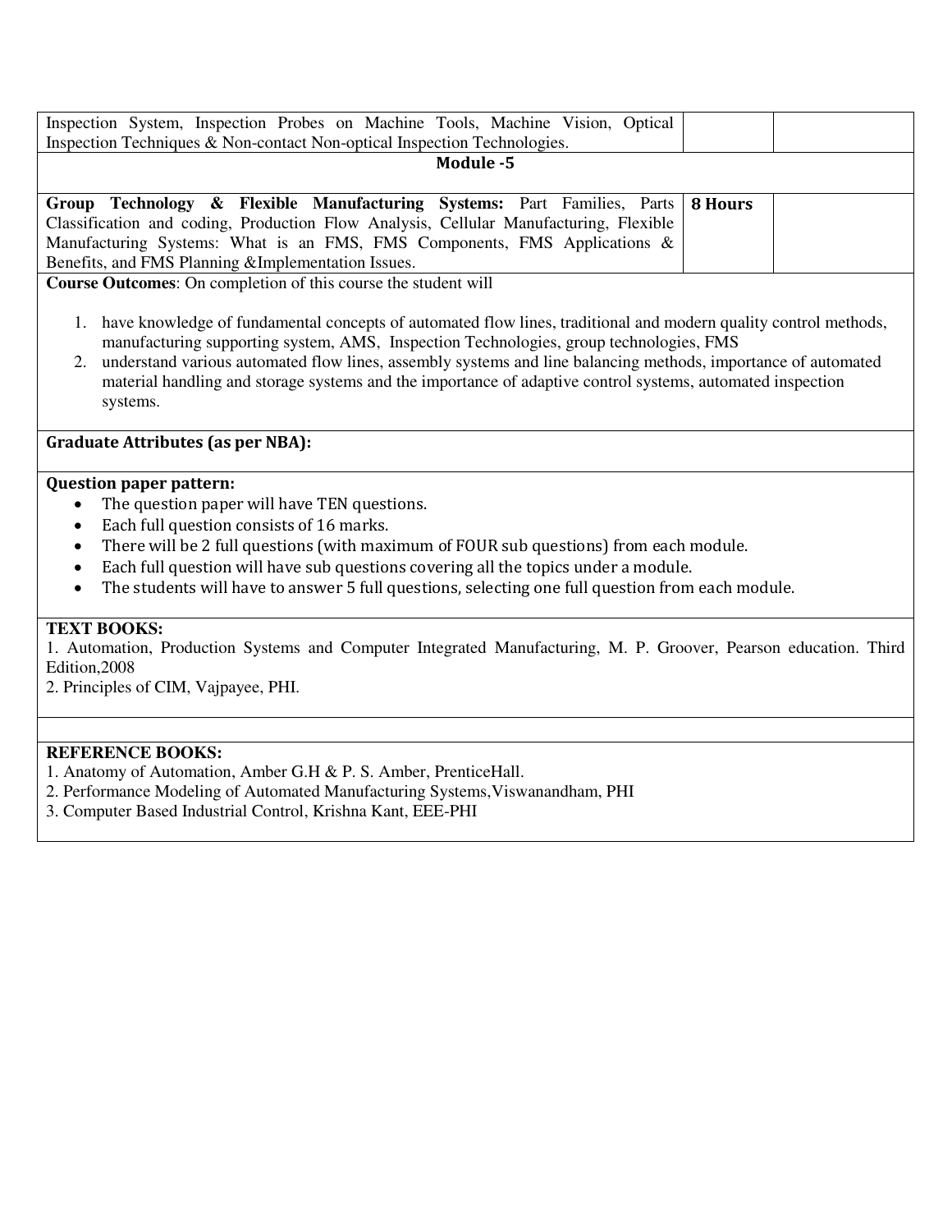| | | |
|---|---|---|
| Inspection System, Inspection Probes on Machine Tools, Machine Vision, Optical Inspection Techniques & Non-contact Non-optical Inspection Technologies. | | |
| **Module -5** | | |
| **Group Technology & Flexible Manufacturing Systems:** Part Families, Parts Classification and coding, Production Flow Analysis, Cellular Manufacturing, Flexible Manufacturing Systems: What is an FMS, FMS Components, FMS Applications & Benefits, and FMS Planning &Implementation Issues. | **8 Hours** | |

**Course Outcomes**: On completion of this course the student will

1. have knowledge of fundamental concepts of automated flow lines, traditional and modern quality control methods, manufacturing supporting system, AMS, Inspection Technologies, group technologies, FMS
2. understand various automated flow lines, assembly systems and line balancing methods, importance of automated material handling and storage systems and the importance of adaptive control systems, automated inspection systems.

**Graduate Attributes (as per NBA):**

**Question paper pattern:**

- The question paper will have TEN questions.
- Each full question consists of 16 marks.
- There will be 2 full questions (with maximum of FOUR sub questions) from each module.
- Each full question will have sub questions covering all the topics under a module.
- The students will have to answer 5 full questions, selecting one full question from each module.

**TEXT BOOKS:**

1. Automation, Production Systems and Computer Integrated Manufacturing, M. P. Groover, Pearson education. Third Edition,2008
2. Principles of CIM, Vajpayee, PHI.

**REFERENCE BOOKS:**

1. Anatomy of Automation, Amber G.H & P. S. Amber, PrenticeHall.
2. Performance Modeling of Automated Manufacturing Systems,Viswanandham, PHI
3. Computer Based Industrial Control, Krishna Kant, EEE-PHI